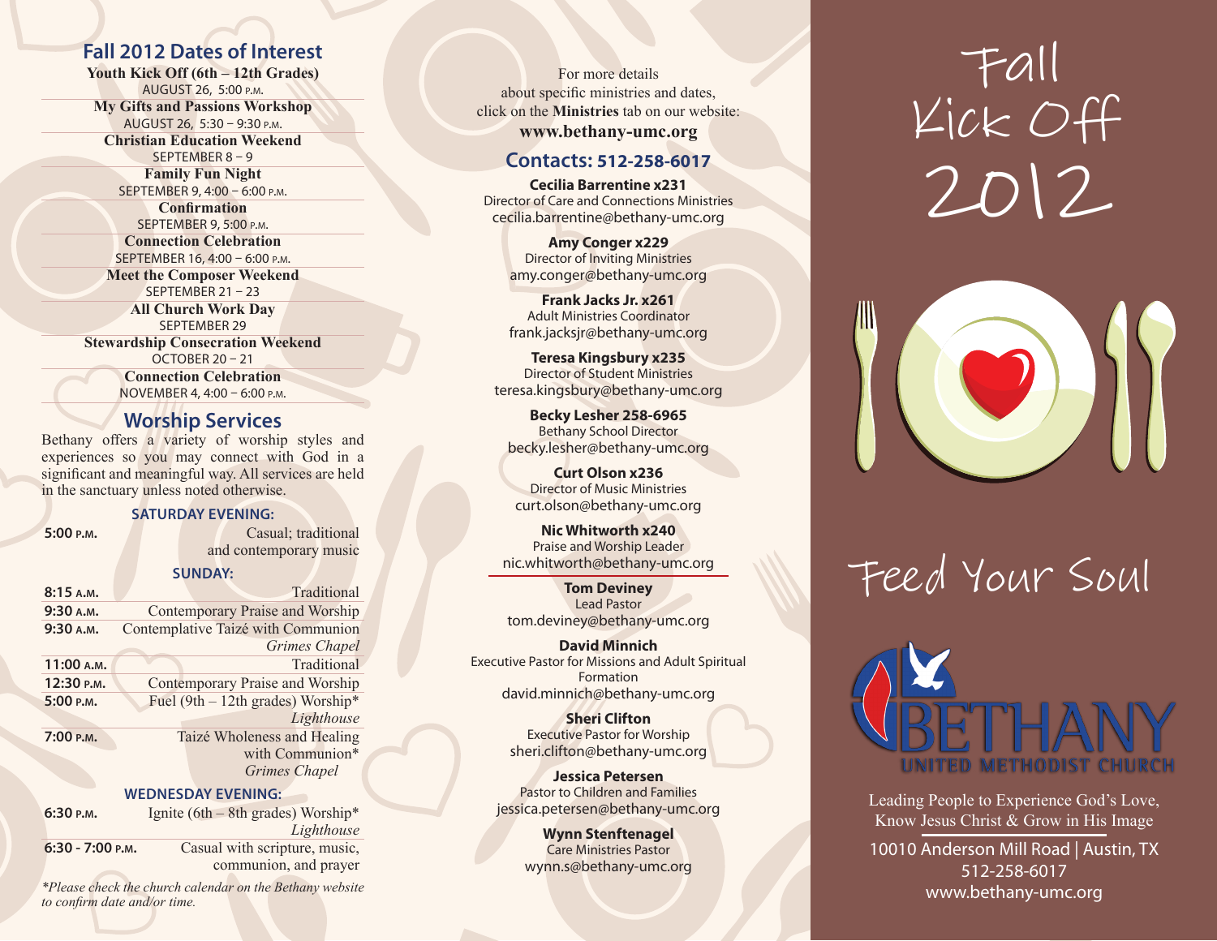## Fall 2012 Dates of Interest

**Youth Kick Off (6th – 12th Grades)**
AUGUST 26, 5:00 P.M.

**My Gifts and Passions Workshop**
AUGUST 26, 5:30 – 9:30 P.M.

**Christian Education Weekend**
SEPTEMBER 8 – 9

**Family Fun Night**
SEPTEMBER 9, 4:00 – 6:00 P.M.

**Confirmation**
SEPTEMBER 9, 5:00 P.M.

**Connection Celebration**
SEPTEMBER 16, 4:00 – 6:00 P.M.

**Meet the Composer Weekend**
SEPTEMBER 21 – 23

**All Church Work Day**
SEPTEMBER 29

**Stewardship Consecration Weekend**
OCTOBER 20 – 21

**Connection Celebration**
NOVEMBER 4, 4:00 – 6:00 P.M.

## Worship Services

Bethany offers a variety of worship styles and experiences so you may connect with God in a significant and meaningful way. All services are held in the sanctuary unless noted otherwise.

**SATURDAY EVENING:**

| | |
|---|---|
| **5:00 P.M.** | Casual; traditional and contemporary music |

**SUNDAY:**

| | |
|---|---|
| **8:15 A.M.** | Traditional |
| **9:30 A.M.** | Contemporary Praise and Worship |
| **9:30 A.M.** | Contemplative Taizé with Communion *Grimes Chapel* |
| **11:00 A.M.** | Traditional |
| **12:30 P.M.** | Contemporary Praise and Worship |
| **5:00 P.M.** | Fuel (9th – 12th grades) Worship* *Lighthouse* |
| **7:00 P.M.** | Taizé Wholeness and Healing with Communion* *Grimes Chapel* |

**WEDNESDAY EVENING:**

| | |
|---|---|
| **6:30 P.M.** | Ignite (6th – 8th grades) Worship* *Lighthouse* |
| **6:30 - 7:00 P.M.** | Casual with scripture, music, communion, and prayer |

*\*Please check the church calendar on the Bethany website to confirm date and/or time.*

For more details about specific ministries and dates, click on the **Ministries** tab on our website:
**www.bethany-umc.org**

## Contacts: 512-258-6017

**Cecilia Barrentine x231**
Director of Care and Connections Ministries
cecilia.barrentine@bethany-umc.org

**Amy Conger x229**
Director of Inviting Ministries
amy.conger@bethany-umc.org

**Frank Jacks Jr. x261**
Adult Ministries Coordinator
frank.jacksjr@bethany-umc.org

**Teresa Kingsbury x235**
Director of Student Ministries
teresa.kingsbury@bethany-umc.org

**Becky Lesher 258-6965**
Bethany School Director
becky.lesher@bethany-umc.org

**Curt Olson x236**
Director of Music Ministries
curt.olson@bethany-umc.org

**Nic Whitworth x240**
Praise and Worship Leader
nic.whitworth@bethany-umc.org

**Tom Deviney**
Lead Pastor
tom.deviney@bethany-umc.org

**David Minnich**
Executive Pastor for Missions and Adult Spiritual Formation
david.minnich@bethany-umc.org

**Sheri Clifton**
Executive Pastor for Worship
sheri.clifton@bethany-umc.org

**Jessica Petersen**
Pastor to Children and Families
jessica.petersen@bethany-umc.org

**Wynn Stenftenagel**
Care Ministries Pastor
wynn.s@bethany-umc.org

# Fall Kick Off 2012

# Feed Your Soul

BETHANY
UNITED METHODIST CHURCH

Leading People to Experience God's Love, Know Jesus Christ & Grow in His Image

10010 Anderson Mill Road | Austin, TX
512-258-6017
www.bethany-umc.org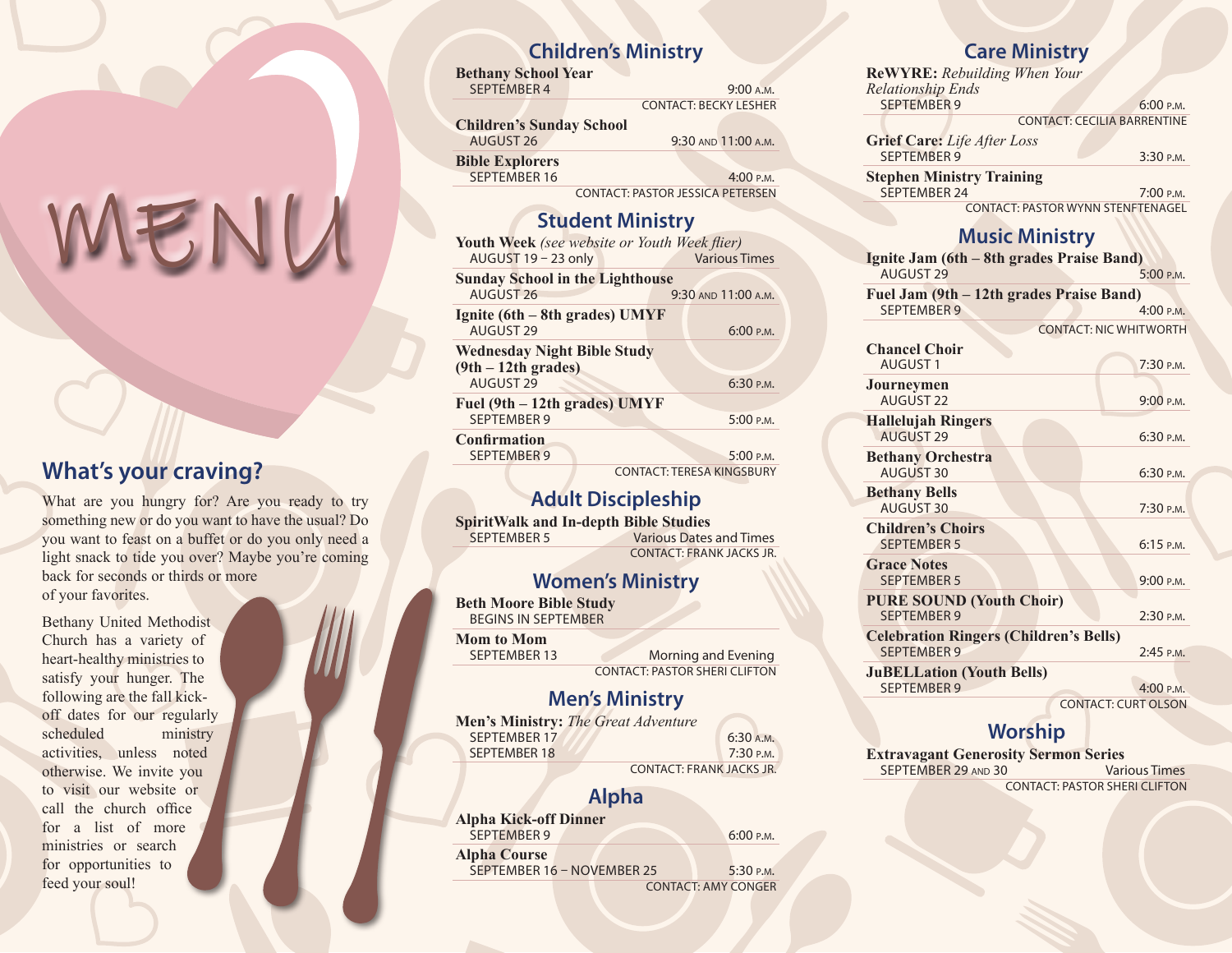# MENU

## What's your craving?

What are you hungry for? Are you ready to try something new or do you want to have the usual? Do you want to feast on a buffet or do you only need a light snack to tide you over? Maybe you're coming back for seconds or thirds or more of your favorites.

Bethany United Methodist Church has a variety of heart-healthy ministries to satisfy your hunger. The following are the fall kick-off dates for our regularly scheduled ministry activities, unless noted otherwise. We invite you to visit our website or call the church office for a list of more ministries or search for opportunities to feed your soul!

## Children's Ministry

**Bethany School Year**
SEPTEMBER 4 — 9:00 A.M.
CONTACT: BECKY LESHER

**Children's Sunday School**
AUGUST 26 — 9:30 AND 11:00 A.M.

**Bible Explorers**
SEPTEMBER 16 — 4:00 P.M.
CONTACT: PASTOR JESSICA PETERSEN

## Student Ministry

**Youth Week** *(see website or Youth Week flier)*
AUGUST 19 – 23 only — Various Times

**Sunday School in the Lighthouse**
AUGUST 26 — 9:30 AND 11:00 A.M.

**Ignite (6th – 8th grades) UMYF**
AUGUST 29 — 6:00 P.M.

**Wednesday Night Bible Study (9th – 12th grades)**
AUGUST 29 — 6:30 P.M.

**Fuel (9th – 12th grades) UMYF**
SEPTEMBER 9 — 5:00 P.M.

**Confirmation**
SEPTEMBER 9 — 5:00 P.M.
CONTACT: TERESA KINGSBURY

## Adult Discipleship

**SpiritWalk and In-depth Bible Studies**
SEPTEMBER 5 — Various Dates and Times
CONTACT: FRANK JACKS JR.

## Women's Ministry

**Beth Moore Bible Study**
BEGINS IN SEPTEMBER

**Mom to Mom**
SEPTEMBER 13 — Morning and Evening
CONTACT: PASTOR SHERI CLIFTON

## Men's Ministry

**Men's Ministry:** *The Great Adventure*
SEPTEMBER 17 — 6:30 A.M.
SEPTEMBER 18 — 7:30 P.M.
CONTACT: FRANK JACKS JR.

## Alpha

**Alpha Kick-off Dinner**
SEPTEMBER 9 — 6:00 P.M.

**Alpha Course**
SEPTEMBER 16 – NOVEMBER 25 — 5:30 P.M.
CONTACT: AMY CONGER

## Care Ministry

**ReWYRE:** *Rebuilding When Your Relationship Ends*
SEPTEMBER 9 — 6:00 P.M.
CONTACT: CECILIA BARRENTINE

**Grief Care:** *Life After Loss*
SEPTEMBER 9 — 3:30 P.M.

**Stephen Ministry Training**
SEPTEMBER 24 — 7:00 P.M.
CONTACT: PASTOR WYNN STENFTENAGEL

## Music Ministry

**Ignite Jam (6th – 8th grades Praise Band)**
AUGUST 29 — 5:00 P.M.

**Fuel Jam (9th – 12th grades Praise Band)**
SEPTEMBER 9 — 4:00 P.M.
CONTACT: NIC WHITWORTH

**Chancel Choir**
AUGUST 1 — 7:30 P.M.

**Journeymen**
AUGUST 22 — 9:00 P.M.

**Hallelujah Ringers**
AUGUST 29 — 6:30 P.M.

**Bethany Orchestra**
AUGUST 30 — 6:30 P.M.

**Bethany Bells**
AUGUST 30 — 7:30 P.M.

**Children's Choirs**
SEPTEMBER 5 — 6:15 P.M.

**Grace Notes**
SEPTEMBER 5 — 9:00 P.M.

**PURE SOUND (Youth Choir)**
SEPTEMBER 9 — 2:30 P.M.

**Celebration Ringers (Children's Bells)**
SEPTEMBER 9 — 2:45 P.M.

**JuBELLation (Youth Bells)**
SEPTEMBER 9 — 4:00 P.M.
CONTACT: CURT OLSON

## Worship

**Extravagant Generosity Sermon Series**
SEPTEMBER 29 AND 30 — Various Times
CONTACT: PASTOR SHERI CLIFTON